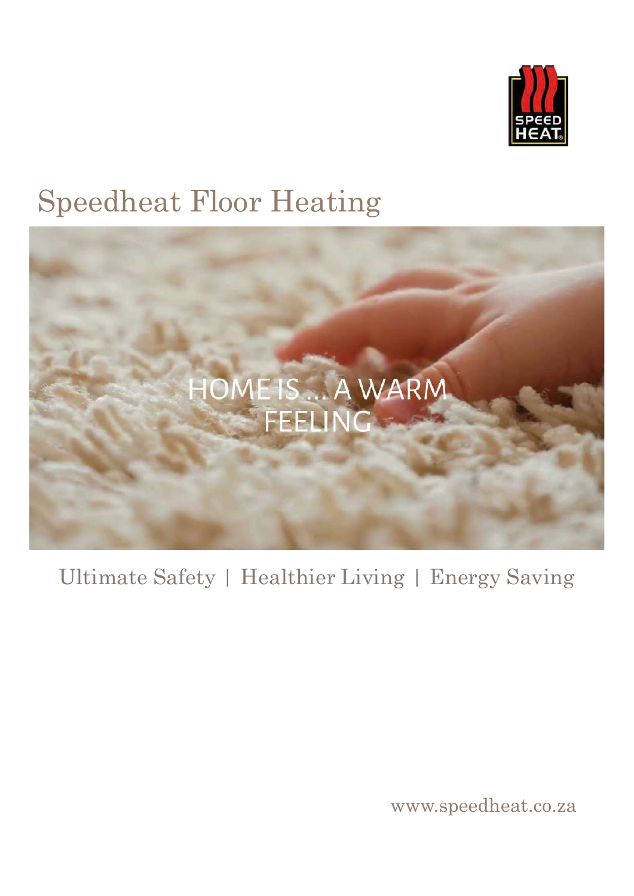# Speedheat Floor Heating

HOME IS ... A WARM FEELING

Ultimate Safety | Healthier Living | Energy Saving

www.speedheat.co.za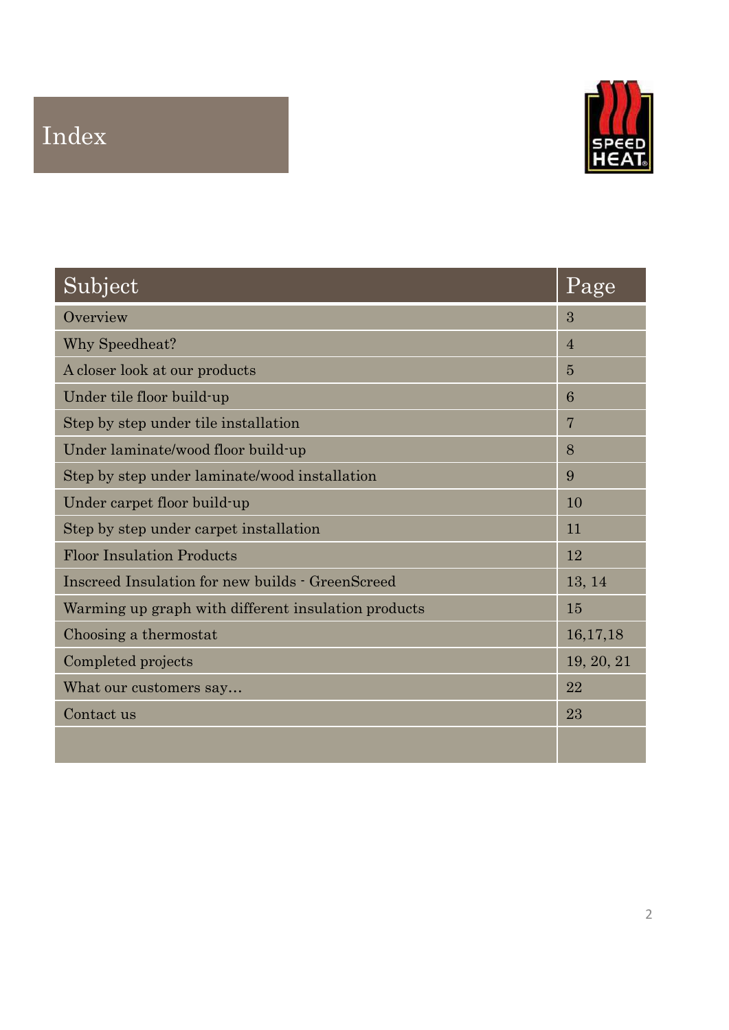# Index

| Subject | Page |
|---|---|
| Overview | 3 |
| Why Speedheat? | 4 |
| A closer look at our products | 5 |
| Under tile floor build-up | 6 |
| Step by step under tile installation | 7 |
| Under laminate/wood floor build-up | 8 |
| Step by step under laminate/wood installation | 9 |
| Under carpet floor build-up | 10 |
| Step by step under carpet installation | 11 |
| Floor Insulation Products | 12 |
| Inscreed Insulation for new builds - GreenScreed | 13, 14 |
| Warming up graph with different insulation products | 15 |
| Choosing a thermostat | 16,17,18 |
| Completed projects | 19, 20, 21 |
| What our customers say… | 22 |
| Contact us | 23 |
| | |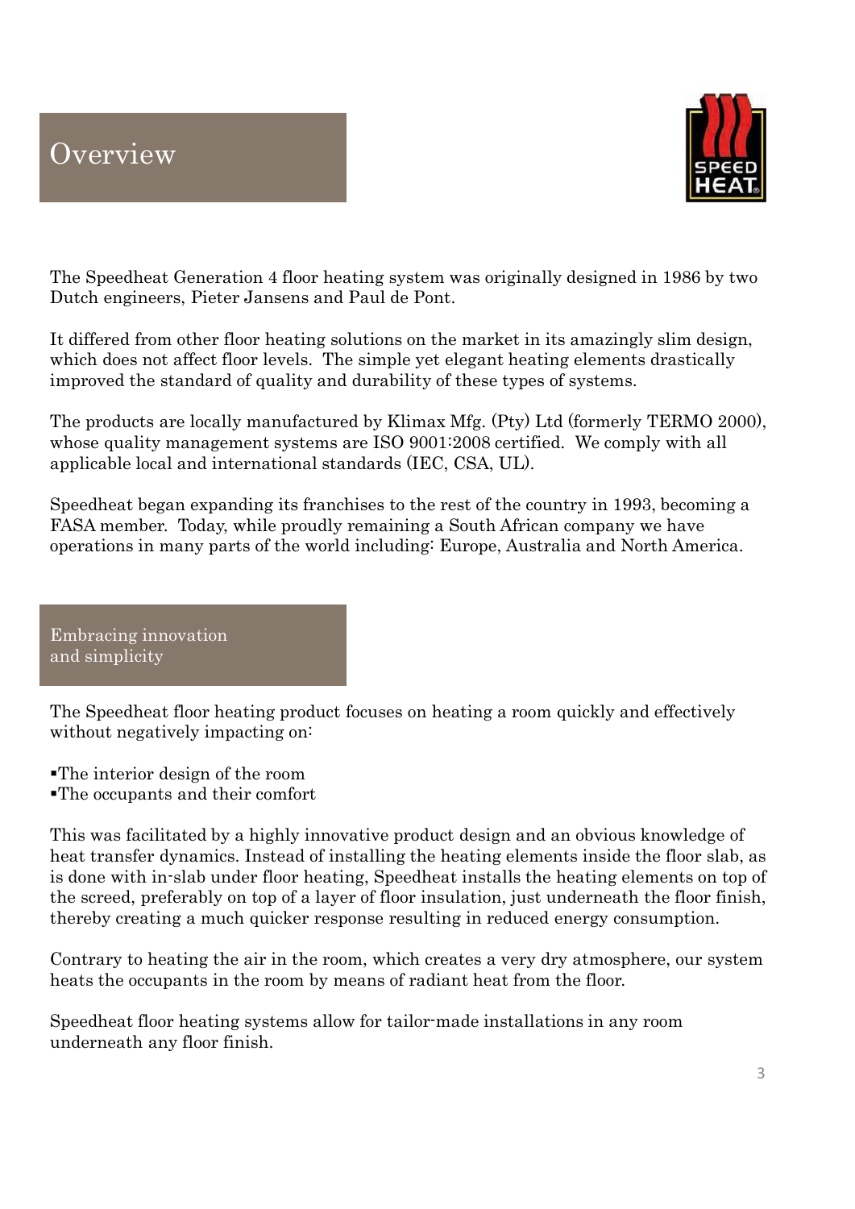# Overview

The Speedheat Generation 4 floor heating system was originally designed in 1986 by two Dutch engineers, Pieter Jansens and Paul de Pont.

It differed from other floor heating solutions on the market in its amazingly slim design, which does not affect floor levels. The simple yet elegant heating elements drastically improved the standard of quality and durability of these types of systems.

The products are locally manufactured by Klimax Mfg. (Pty) Ltd (formerly TERMO 2000), whose quality management systems are ISO 9001:2008 certified. We comply with all applicable local and international standards (IEC, CSA, UL).

Speedheat began expanding its franchises to the rest of the country in 1993, becoming a FASA member. Today, while proudly remaining a South African company we have operations in many parts of the world including: Europe, Australia and North America.

## Embracing innovation and simplicity

The Speedheat floor heating product focuses on heating a room quickly and effectively without negatively impacting on:

- The interior design of the room
- The occupants and their comfort

This was facilitated by a highly innovative product design and an obvious knowledge of heat transfer dynamics. Instead of installing the heating elements inside the floor slab, as is done with in-slab under floor heating, Speedheat installs the heating elements on top of the screed, preferably on top of a layer of floor insulation, just underneath the floor finish, thereby creating a much quicker response resulting in reduced energy consumption.

Contrary to heating the air in the room, which creates a very dry atmosphere, our system heats the occupants in the room by means of radiant heat from the floor.

Speedheat floor heating systems allow for tailor-made installations in any room underneath any floor finish.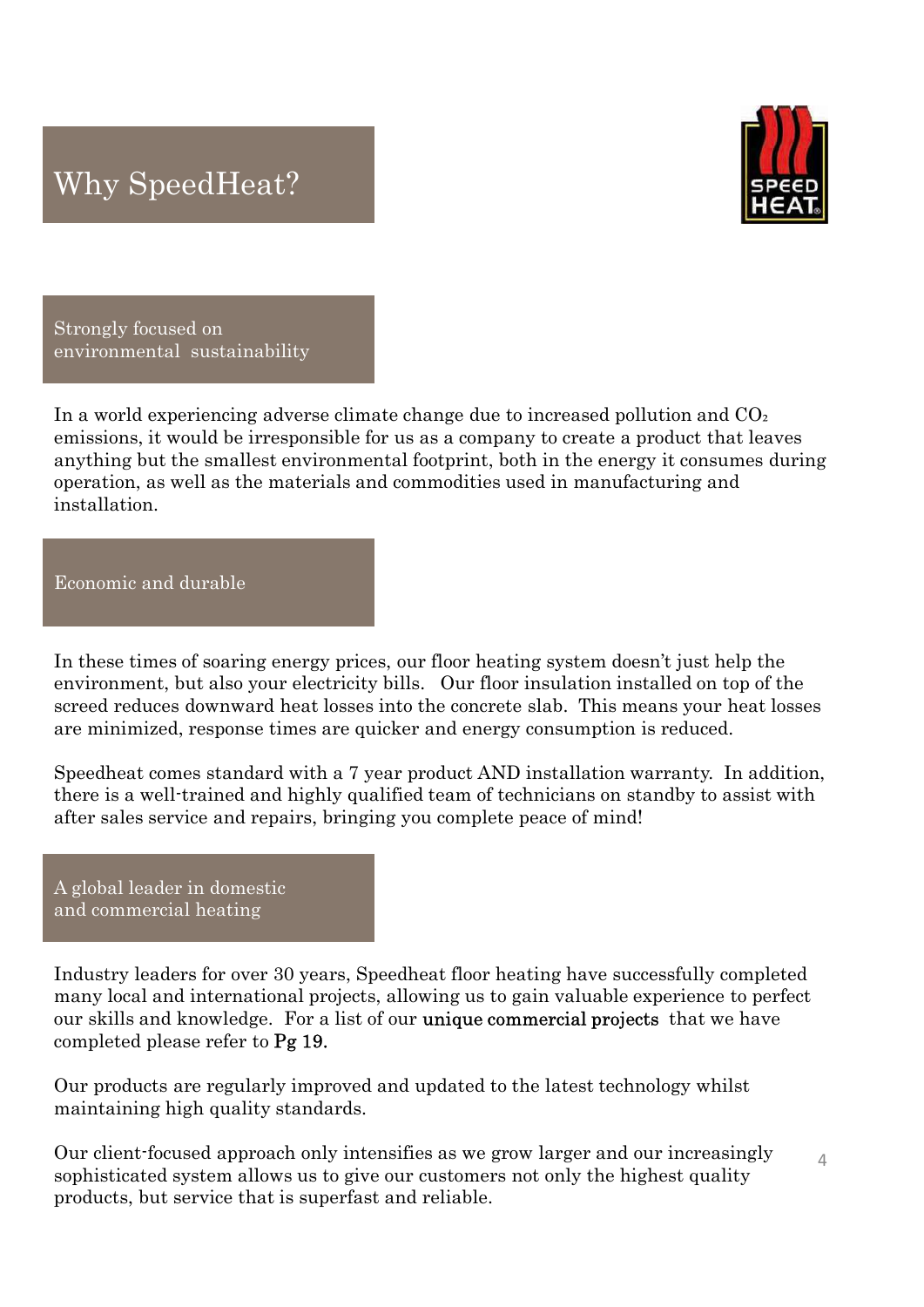# Why SpeedHeat?

## Strongly focused on environmental sustainability

In a world experiencing adverse climate change due to increased pollution and $CO_2$ emissions, it would be irresponsible for us as a company to create a product that leaves anything but the smallest environmental footprint, both in the energy it consumes during operation, as well as the materials and commodities used in manufacturing and installation.

## Economic and durable

In these times of soaring energy prices, our floor heating system doesn't just help the environment, but also your electricity bills. Our floor insulation installed on top of the screed reduces downward heat losses into the concrete slab. This means your heat losses are minimized, response times are quicker and energy consumption is reduced.

Speedheat comes standard with a 7 year product AND installation warranty. In addition, there is a well-trained and highly qualified team of technicians on standby to assist with after sales service and repairs, bringing you complete peace of mind!

## A global leader in domestic and commercial heating

Industry leaders for over 30 years, Speedheat floor heating have successfully completed many local and international projects, allowing us to gain valuable experience to perfect our skills and knowledge. For a list of our unique commercial projects that we have completed please refer to Pg 19.

Our products are regularly improved and updated to the latest technology whilst maintaining high quality standards.

Our client-focused approach only intensifies as we grow larger and our increasingly sophisticated system allows us to give our customers not only the highest quality products, but service that is superfast and reliable.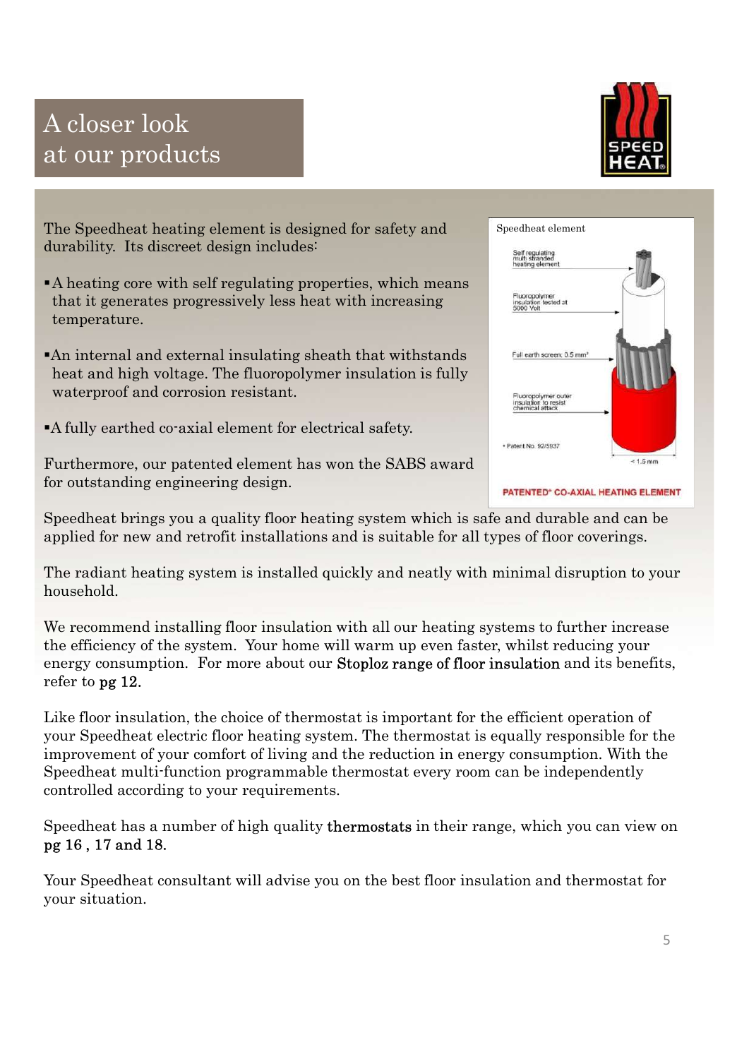# A closer look at our products

The Speedheat heating element is designed for safety and durability. Its discreet design includes:

- A heating core with self regulating properties, which means that it generates progressively less heat with increasing temperature.
- An internal and external insulating sheath that withstands heat and high voltage. The fluoropolymer insulation is fully waterproof and corrosion resistant.
- A fully earthed co-axial element for electrical safety.

Furthermore, our patented element has won the SABS award for outstanding engineering design.

Speedheat element

Self regulating multi stranded heating element

Fluoropolymer insulation tested at 5000 Volt

Full earth screen: 0.5 mm²

Fluoropolymer outer insulation to resist chemical attack

* Patent No. 92/5937

< 1.5 mm

PATENTED* CO-AXIAL HEATING ELEMENT

Speedheat brings you a quality floor heating system which is safe and durable and can be applied for new and retrofit installations and is suitable for all types of floor coverings.

The radiant heating system is installed quickly and neatly with minimal disruption to your household.

We recommend installing floor insulation with all our heating systems to further increase the efficiency of the system. Your home will warm up even faster, whilst reducing your energy consumption. For more about our **Stoploz range of floor insulation** and its benefits, refer to **pg 12.**

Like floor insulation, the choice of thermostat is important for the efficient operation of your Speedheat electric floor heating system. The thermostat is equally responsible for the improvement of your comfort of living and the reduction in energy consumption. With the Speedheat multi-function programmable thermostat every room can be independently controlled according to your requirements.

Speedheat has a number of high quality **thermostats** in their range, which you can view on **pg 16 , 17 and 18.**

Your Speedheat consultant will advise you on the best floor insulation and thermostat for your situation.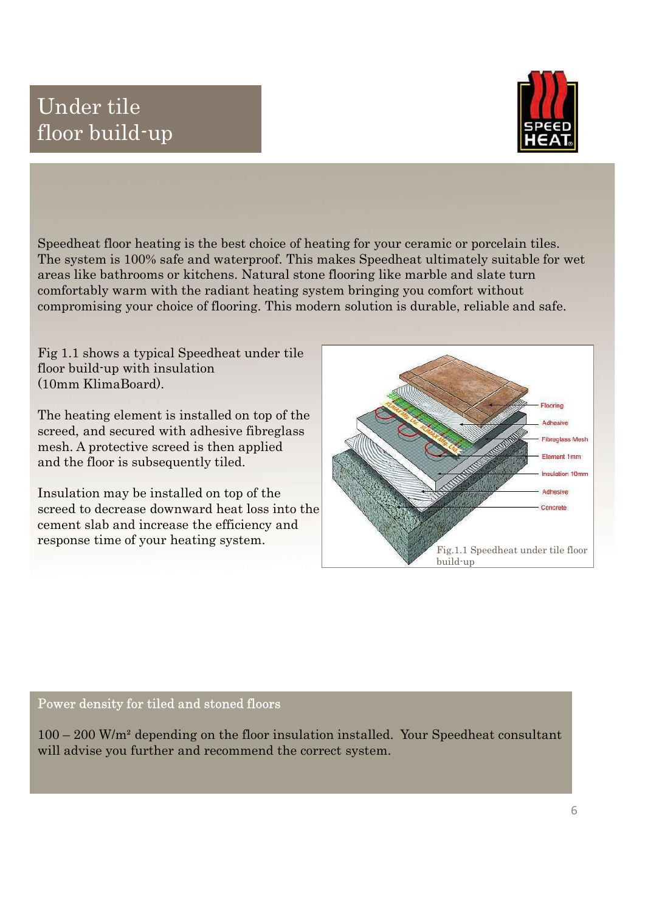# Under tile floor build-up

Speedheat floor heating is the best choice of heating for your ceramic or porcelain tiles. The system is 100% safe and waterproof. This makes Speedheat ultimately suitable for wet areas like bathrooms or kitchens. Natural stone flooring like marble and slate turn comfortably warm with the radiant heating system bringing you comfort without compromising your choice of flooring. This modern solution is durable, reliable and safe.

Fig 1.1 shows a typical Speedheat under tile floor build-up with insulation (10mm KlimaBoard).

The heating element is installed on top of the screed, and secured with adhesive fibreglass mesh. A protective screed is then applied and the floor is subsequently tiled.

Insulation may be installed on top of the screed to decrease downward heat loss into the cement slab and increase the efficiency and response time of your heating system.

Fig.1.1 Speedheat under tile floor build-up

## Power density for tiled and stoned floors

100 – 200 W/m² depending on the floor insulation installed. Your Speedheat consultant will advise you further and recommend the correct system.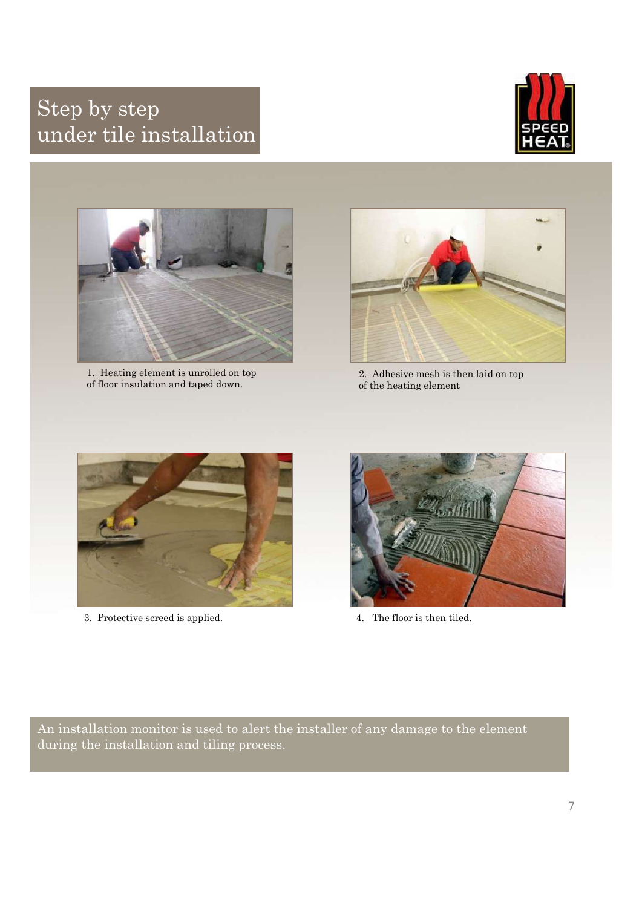# Step by step under tile installation

1. Heating element is unrolled on top of floor insulation and taped down.

2. Adhesive mesh is then laid on top of the heating element

3. Protective screed is applied.

4. The floor is then tiled.

An installation monitor is used to alert the installer of any damage to the element during the installation and tiling process.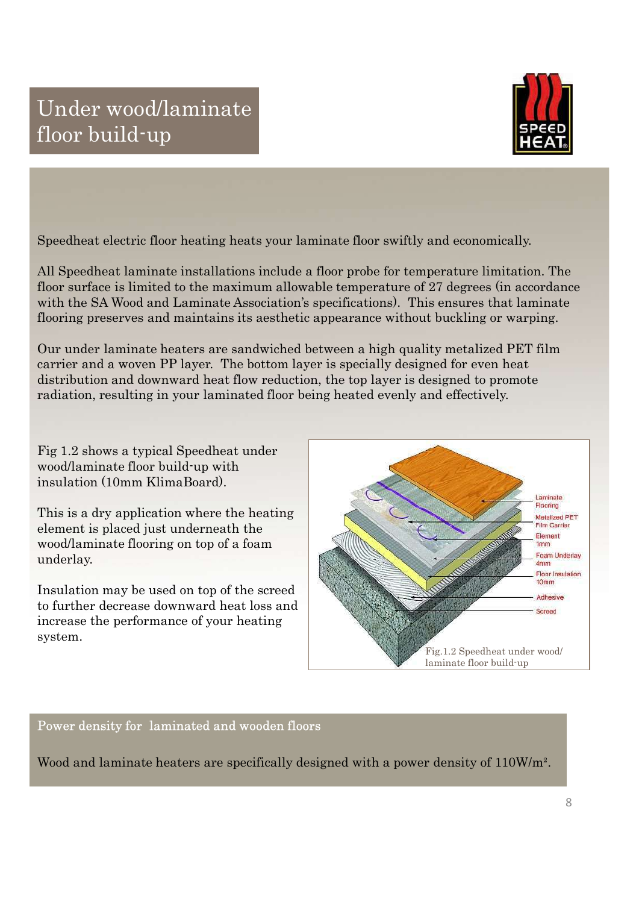# Under wood/laminate floor build-up

Speedheat electric floor heating heats your laminate floor swiftly and economically.

All Speedheat laminate installations include a floor probe for temperature limitation. The floor surface is limited to the maximum allowable temperature of 27 degrees (in accordance with the SA Wood and Laminate Association's specifications). This ensures that laminate flooring preserves and maintains its aesthetic appearance without buckling or warping.

Our under laminate heaters are sandwiched between a high quality metalized PET film carrier and a woven PP layer. The bottom layer is specially designed for even heat distribution and downward heat flow reduction, the top layer is designed to promote radiation, resulting in your laminated floor being heated evenly and effectively.

Fig 1.2 shows a typical Speedheat under wood/laminate floor build-up with insulation (10mm KlimaBoard).

This is a dry application where the heating element is placed just underneath the wood/laminate flooring on top of a foam underlay.

Insulation may be used on top of the screed to further decrease downward heat loss and increase the performance of your heating system.

Laminate Flooring
Metalized PET Film Carrier
Element 1mm
Foam Underlay 4mm
Floor Insulation 10mm
Adhesive
Screed

Fig.1.2 Speedheat under wood/ laminate floor build-up

## Power density for laminated and wooden floors

Wood and laminate heaters are specifically designed with a power density of 110W/m².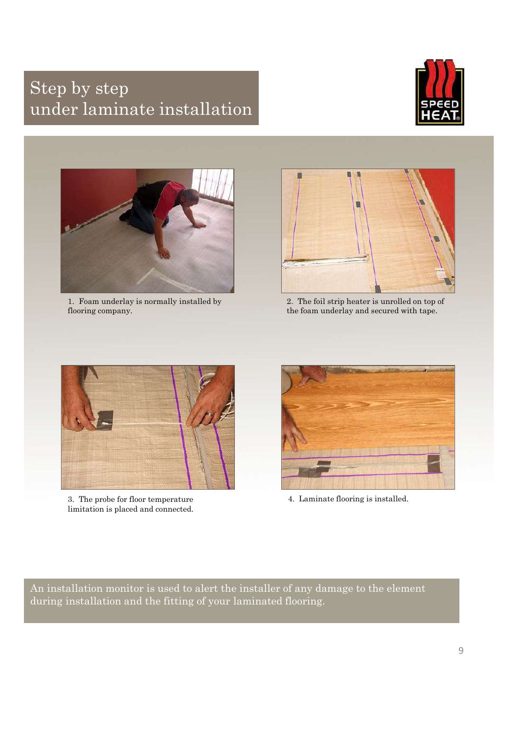# Step by step under laminate installation

1. Foam underlay is normally installed by flooring company.

2. The foil strip heater is unrolled on top of the foam underlay and secured with tape.

3. The probe for floor temperature limitation is placed and connected.

4. Laminate flooring is installed.

An installation monitor is used to alert the installer of any damage to the element during installation and the fitting of your laminated flooring.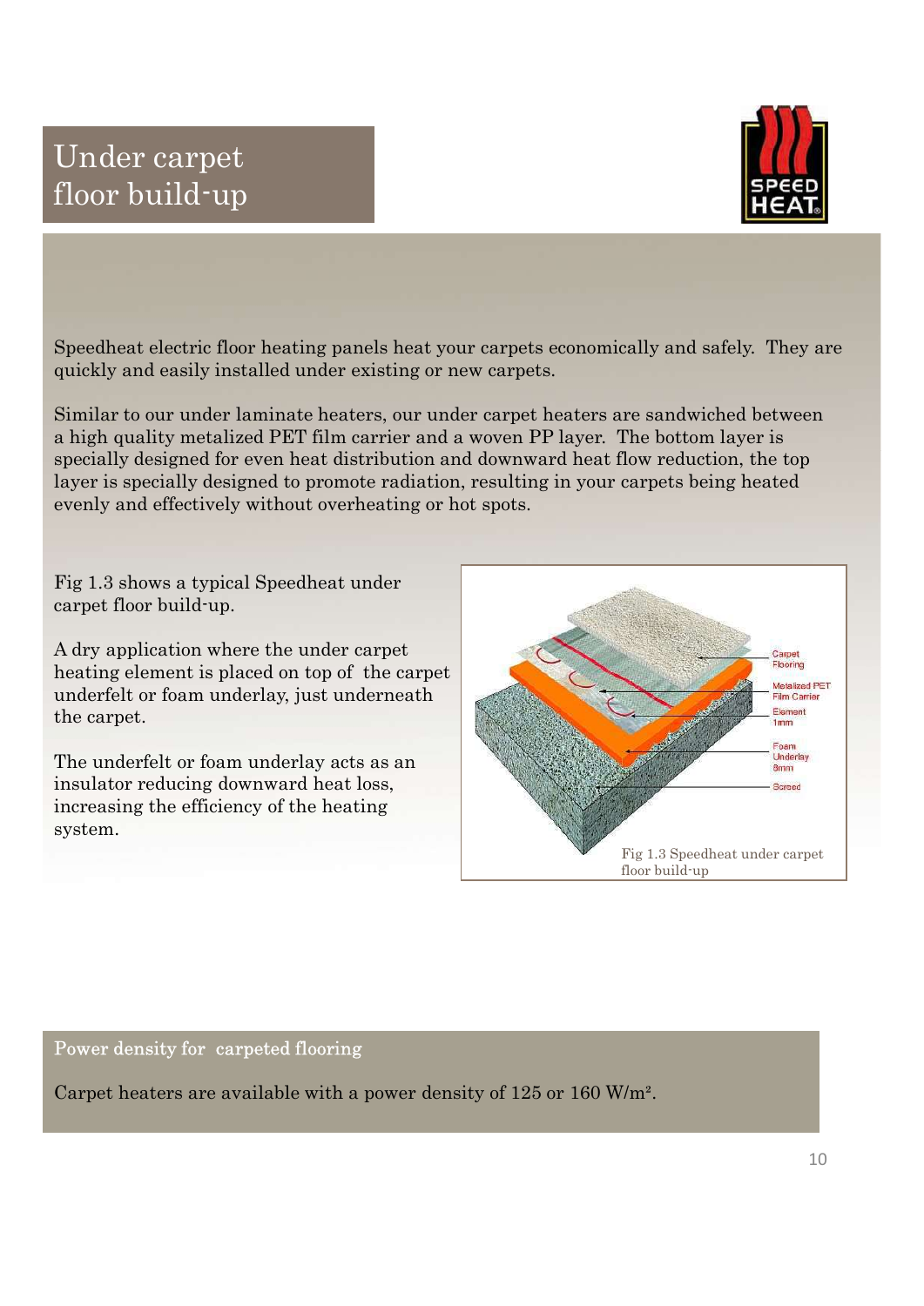# Under carpet floor build-up

Speedheat electric floor heating panels heat your carpets economically and safely. They are quickly and easily installed under existing or new carpets.

Similar to our under laminate heaters, our under carpet heaters are sandwiched between a high quality metalized PET film carrier and a woven PP layer. The bottom layer is specially designed for even heat distribution and downward heat flow reduction, the top layer is specially designed to promote radiation, resulting in your carpets being heated evenly and effectively without overheating or hot spots.

Fig 1.3 shows a typical Speedheat under carpet floor build-up.

A dry application where the under carpet heating element is placed on top of the carpet underfelt or foam underlay, just underneath the carpet.

The underfelt or foam underlay acts as an insulator reducing downward heat loss, increasing the efficiency of the heating system.

Fig 1.3 Speedheat under carpet floor build-up

## Power density for carpeted flooring

Carpet heaters are available with a power density of 125 or 160 W/m².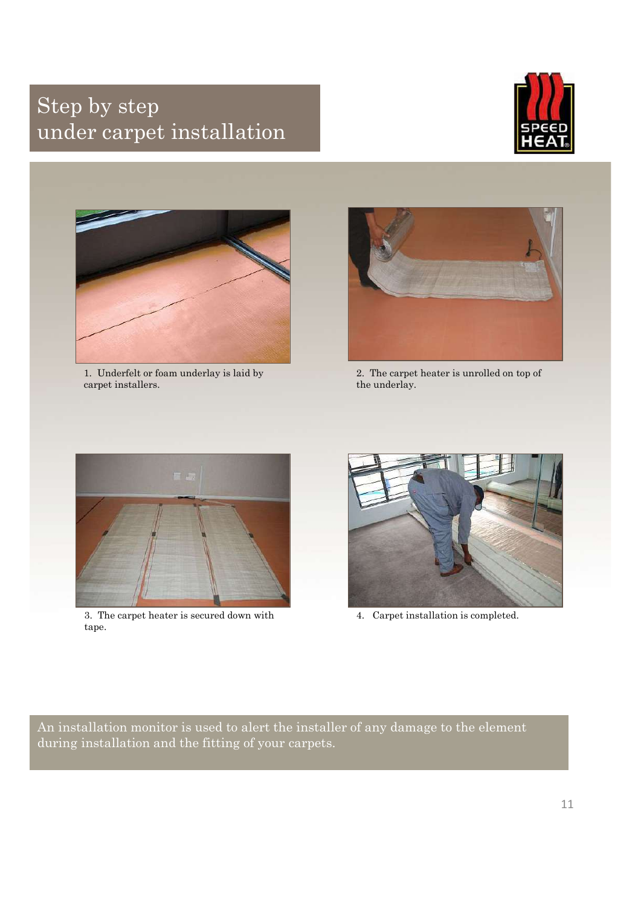# Step by step under carpet installation

1. Underfelt or foam underlay is laid by carpet installers.

2. The carpet heater is unrolled on top of the underlay.

3. The carpet heater is secured down with tape.

4. Carpet installation is completed.

An installation monitor is used to alert the installer of any damage to the element during installation and the fitting of your carpets.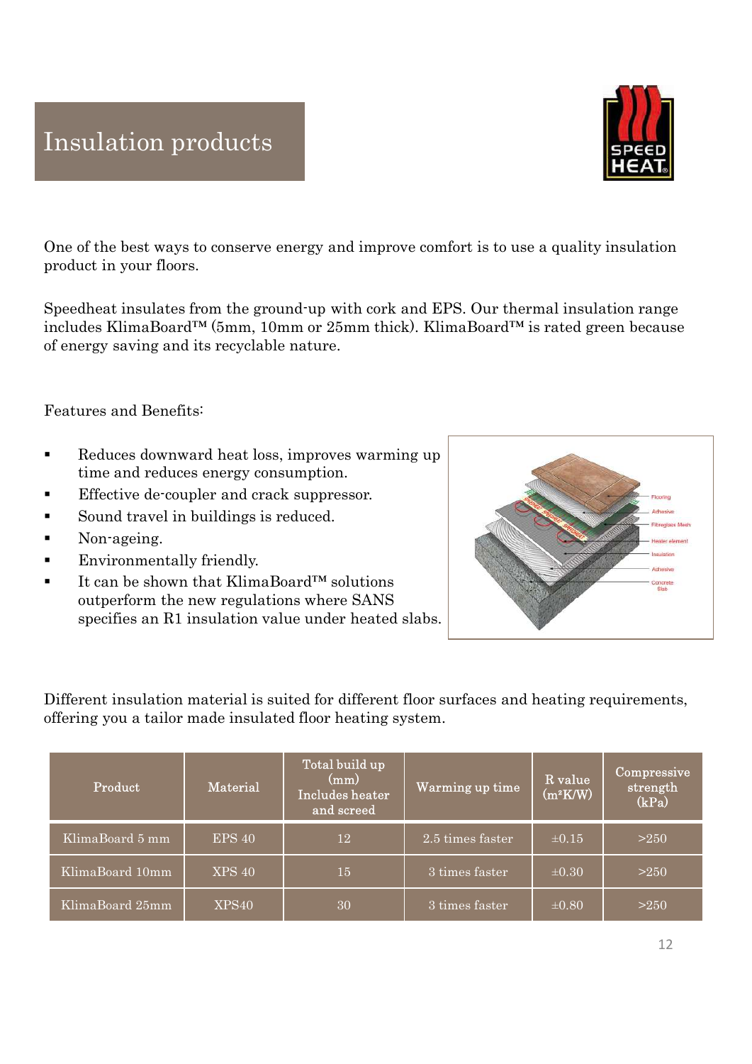# Insulation products

One of the best ways to conserve energy and improve comfort is to use a quality insulation product in your floors.

Speedheat insulates from the ground-up with cork and EPS. Our thermal insulation range includes KlimaBoard™ (5mm, 10mm or 25mm thick). KlimaBoard™ is rated green because of energy saving and its recyclable nature.

Features and Benefits:

- Reduces downward heat loss, improves warming up time and reduces energy consumption.
- Effective de-coupler and crack suppressor.
- Sound travel in buildings is reduced.
- Non-ageing.
- Environmentally friendly.
- It can be shown that KlimaBoard™ solutions outperform the new regulations where SANS specifies an R1 insulation value under heated slabs.

Different insulation material is suited for different floor surfaces and heating requirements, offering you a tailor made insulated floor heating system.

| Product | Material | Total build up (mm) Includes heater and screed | Warming up time | R value ($m^2K/W$) | Compressive strength (kPa) |
|---|---|---|---|---|---|
| KlimaBoard 5 mm | EPS 40 | 12 | 2.5 times faster | ±0.15 | >250 |
| KlimaBoard 10mm | XPS 40 | 15 | 3 times faster | ±0.30 | >250 |
| KlimaBoard 25mm | XPS40 | 30 | 3 times faster | ±0.80 | >250 |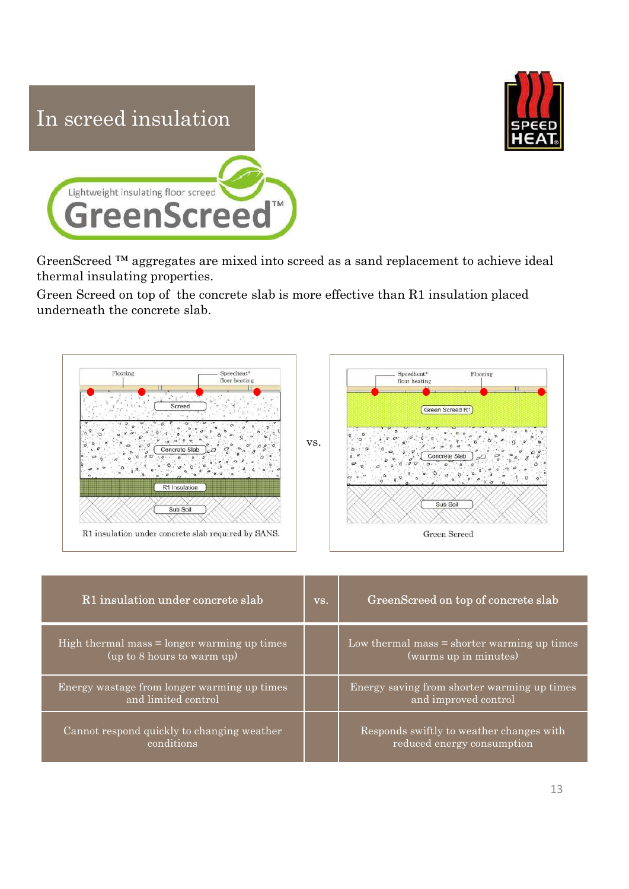# In screed insulation

GreenScreed ™ aggregates are mixed into screed as a sand replacement to achieve ideal thermal insulating properties.

Green Screed on top of the concrete slab is more effective than R1 insulation placed underneath the concrete slab.

R1 insulation under concrete slab required by SANS.

vs.

Green Screed

| R1 insulation under concrete slab | vs. | GreenScreed on top of concrete slab |
|---|---|---|
| High thermal mass = longer warming up times (up to 8 hours to warm up) | | Low thermal mass = shorter warming up times (warms up in minutes) |
| Energy wastage from longer warming up times and limited control | | Energy saving from shorter warming up times and improved control |
| Cannot respond quickly to changing weather conditions | | Responds swiftly to weather changes with reduced energy consumption |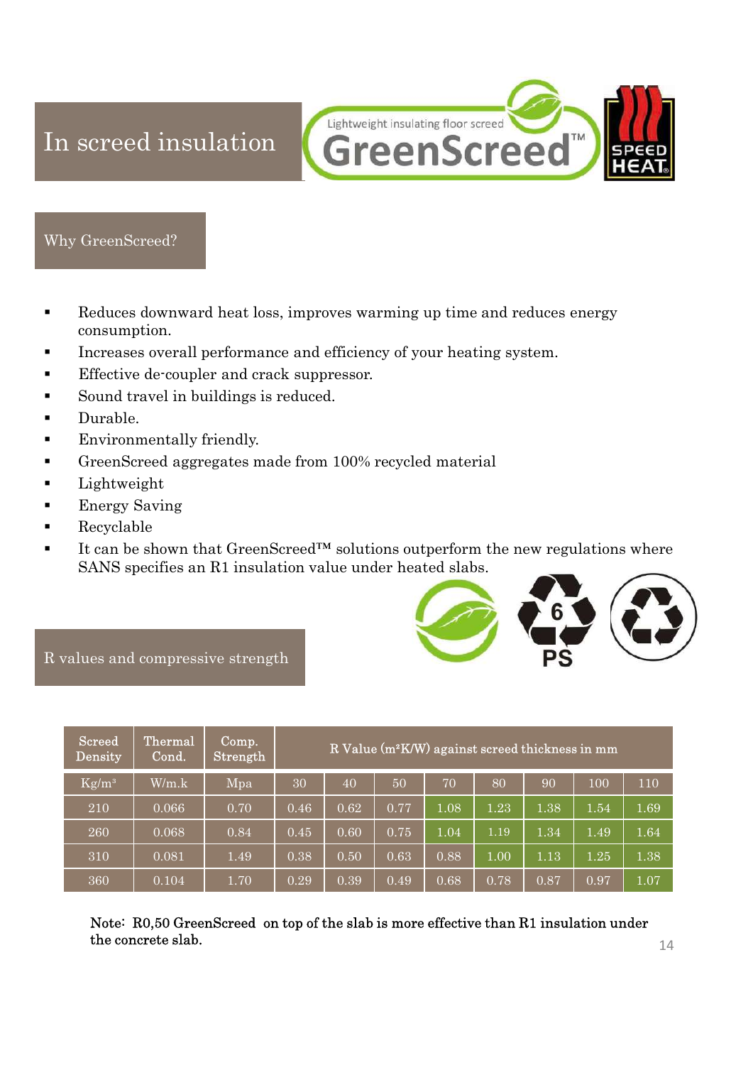# In screed insulation

Lightweight insulating floor screed GreenScreed™

SPEED HEAT

## Why GreenScreed?

- Reduces downward heat loss, improves warming up time and reduces energy consumption.
- Increases overall performance and efficiency of your heating system.
- Effective de-coupler and crack suppressor.
- Sound travel in buildings is reduced.
- Durable.
- Environmentally friendly.
- GreenScreed aggregates made from 100% recycled material
- Lightweight
- Energy Saving
- Recyclable
- It can be shown that GreenScreed™ solutions outperform the new regulations where SANS specifies an R1 insulation value under heated slabs.

## R values and compressive strength

| Screed Density | Thermal Cond. | Comp. Strength | R Value ($m^2K/W$) against screed thickness in mm | | | | | | | |
|---|---|---|---|---|---|---|---|---|---|---|
| Kg/m³ | W/m.k | Mpa | 30 | 40 | 50 | 70 | 80 | 90 | 100 | 110 |
| 210 | 0.066 | 0.70 | 0.46 | 0.62 | 0.77 | 1.08 | 1.23 | 1.38 | 1.54 | 1.69 |
| 260 | 0.068 | 0.84 | 0.45 | 0.60 | 0.75 | 1.04 | 1.19 | 1.34 | 1.49 | 1.64 |
| 310 | 0.081 | 1.49 | 0.38 | 0.50 | 0.63 | 0.88 | 1.00 | 1.13 | 1.25 | 1.38 |
| 360 | 0.104 | 1.70 | 0.29 | 0.39 | 0.49 | 0.68 | 0.78 | 0.87 | 0.97 | 1.07 |

Note: R0,50 GreenScreed on top of the slab is more effective than R1 insulation under the concrete slab.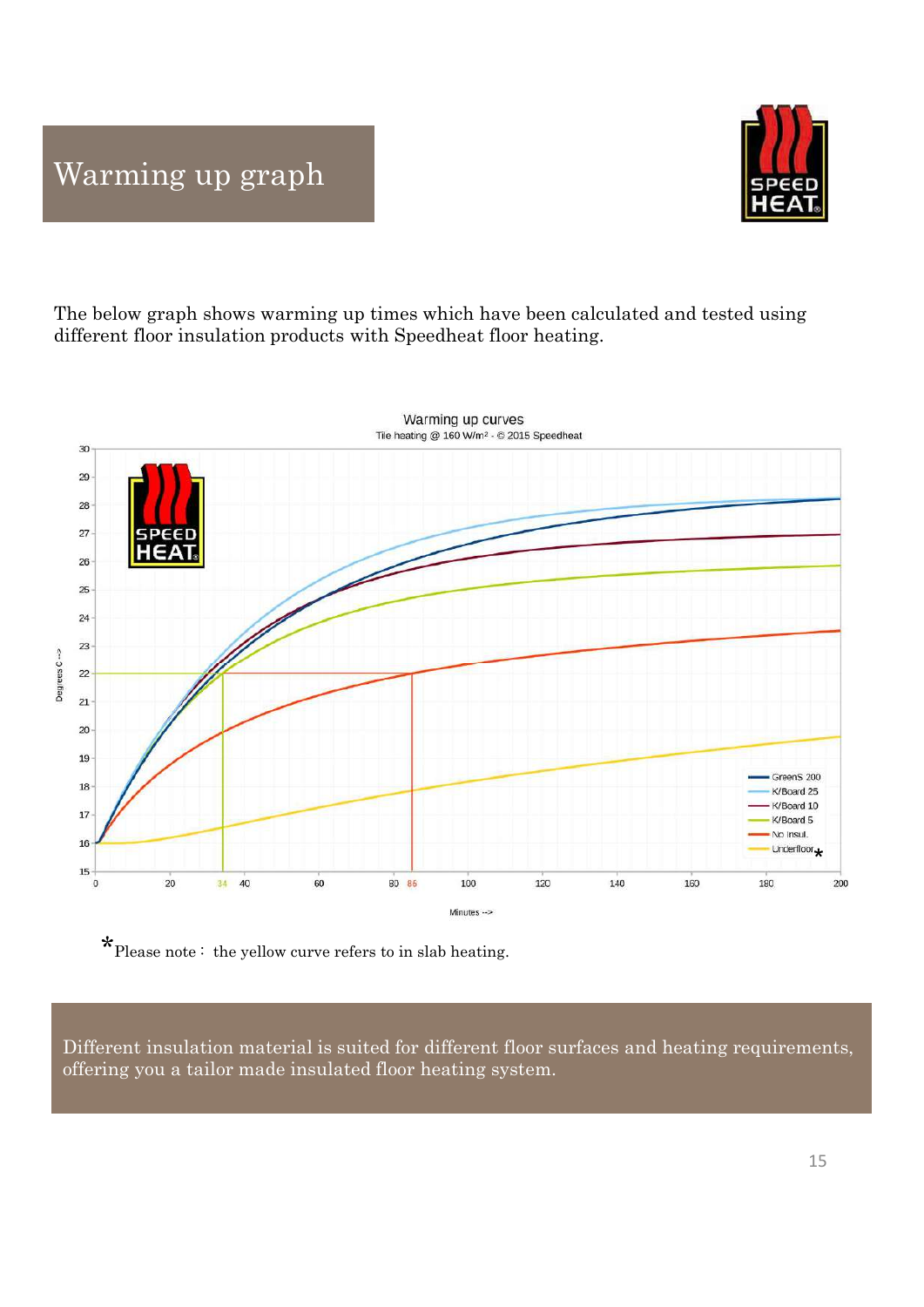# Warming up graph

The below graph shows warming up times which have been calculated and tested using different floor insulation products with Speedheat floor heating.

Warming up curves

Tile heating @ 160 W/m² - © 2015 Speedheat

*Please note： the yellow curve refers to in slab heating.

Different insulation material is suited for different floor surfaces and heating requirements, offering you a tailor made insulated floor heating system.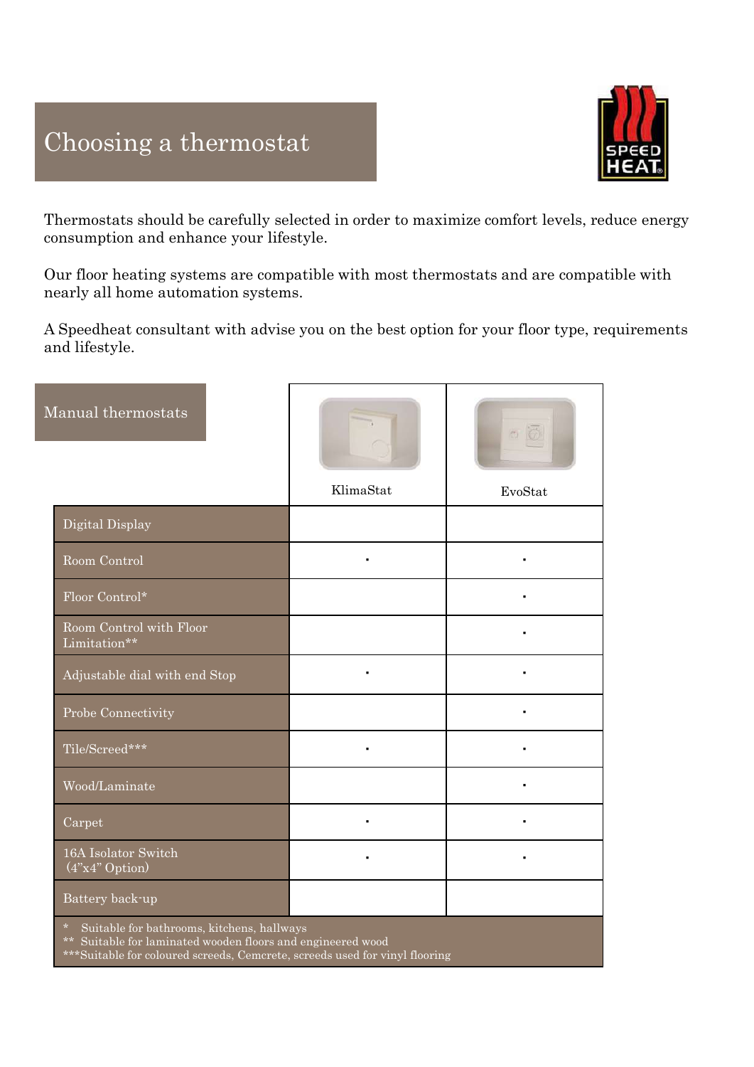# Choosing a thermostat

Thermostats should be carefully selected in order to maximize comfort levels, reduce energy consumption and enhance your lifestyle.

Our floor heating systems are compatible with most thermostats and are compatible with nearly all home automation systems.

A Speedheat consultant with advise you on the best option for your floor type, requirements and lifestyle.

## Manual thermostats

| | KlimaStat | EvoStat |
|---|---|---|
| Digital Display | | |
| Room Control | ▪ | ▪ |
| Floor Control* | | ▪ |
| Room Control with Floor Limitation** | | ▪ |
| Adjustable dial with end Stop | ▪ | ▪ |
| Probe Connectivity | | ▪ |
| Tile/Screed*** | ▪ | ▪ |
| Wood/Laminate | | ▪ |
| Carpet | ▪ | ▪ |
| 16A Isolator Switch (4"x4" Option) | ▪ | ▪ |
| Battery back-up | | |

\* Suitable for bathrooms, kitchens, hallways
** Suitable for laminated wooden floors and engineered wood
***Suitable for coloured screeds, Cemcrete, screeds used for vinyl flooring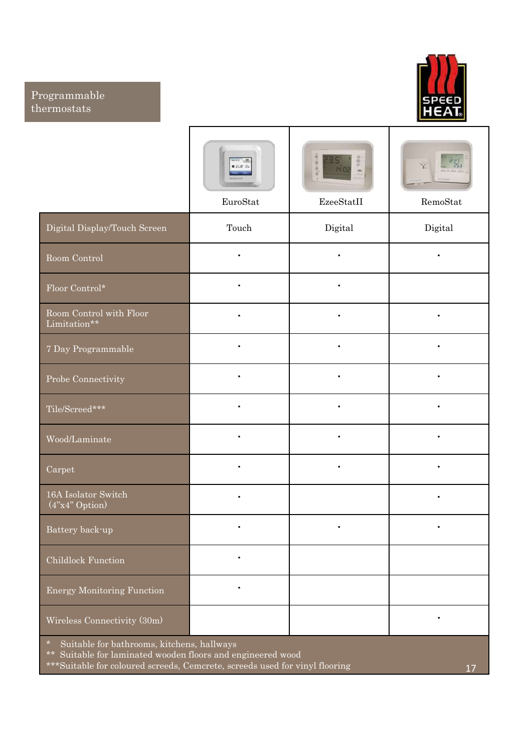## Programmable thermostats

| | EuroStat | EzeeStatII | RemoStat |
|---|---|---|---|
| Digital Display/Touch Screen | Touch | Digital | Digital |
| Room Control | · | · | · |
| Floor Control* | · | · | |
| Room Control with Floor Limitation** | · | · | · |
| 7 Day Programmable | · | · | · |
| Probe Connectivity | · | · | · |
| Tile/Screed*** | · | · | · |
| Wood/Laminate | · | · | · |
| Carpet | · | · | · |
| 16A Isolator Switch (4"x4" Option) | · | | · |
| Battery back-up | · | · | · |
| Childlock Function | · | | |
| Energy Monitoring Function | · | | |
| Wireless Connectivity (30m) | | | · |

\* Suitable for bathrooms, kitchens, hallways
** Suitable for laminated wooden floors and engineered wood
***Suitable for coloured screeds, Cemcrete, screeds used for vinyl flooring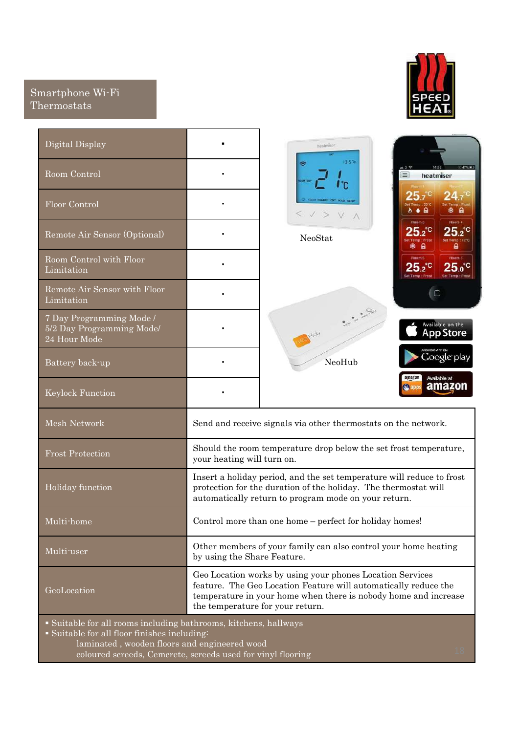# Smartphone Wi-Fi Thermostats

| Feature | |
|---|---|
| Digital Display | ▪ |
| Room Control | ▪ |
| Floor Control | ▪ |
| Remote Air Sensor (Optional) | ▪ |
| Room Control with Floor Limitation | ▪ |
| Remote Air Sensor with Floor Limitation | ▪ |
| 7 Day Programming Mode / 5/2 Day Programming Mode/ 24 Hour Mode | ▪ |
| Battery back-up | ▪ |
| Keylock Function | ▪ |
| Mesh Network | Send and receive signals via other thermostats on the network. |
| Frost Protection | Should the room temperature drop below the set frost temperature, your heating will turn on. |
| Holiday function | Insert a holiday period, and the set temperature will reduce to frost protection for the duration of the holiday. The thermostat will automatically return to program mode on your return. |
| Multi-home | Control more than one home – perfect for holiday homes! |
| Multi-user | Other members of your family can also control your home heating by using the Share Feature. |
| GeoLocation | Geo Location works by using your phones Location Services feature. The Geo Location Feature will automatically reduce the temperature in your home when there is nobody home and increase the temperature for your return. |

NeoStat

NeoHub

- Suitable for all rooms including bathrooms, kitchens, hallways
- Suitable for all floor finishes including:
  - laminated , wooden floors and engineered wood
  - coloured screeds, Cemcrete, screeds used for vinyl flooring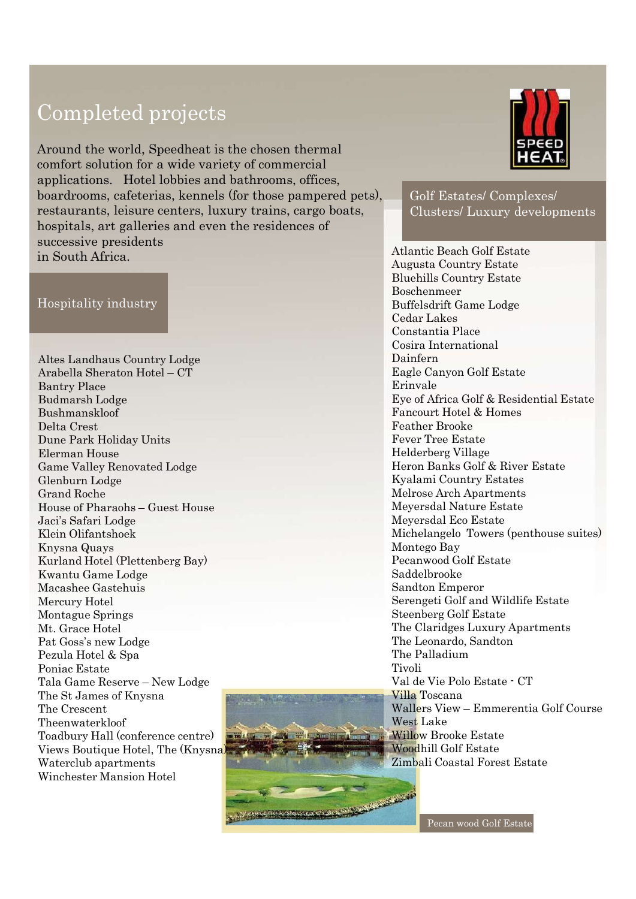# Completed projects

Around the world, Speedheat is the chosen thermal comfort solution for a wide variety of commercial applications. Hotel lobbies and bathrooms, offices, boardrooms, cafeterias, kennels (for those pampered pets), restaurants, leisure centers, luxury trains, cargo boats, hospitals, art galleries and even the residences of successive presidents in South Africa.

## Hospitality industry

Altes Landhaus Country Lodge
Arabella Sheraton Hotel – CT
Bantry Place
Budmarsh Lodge
Bushmanskloof
Delta Crest
Dune Park Holiday Units
Elerman House
Game Valley Renovated Lodge
Glenburn Lodge
Grand Roche
House of Pharaohs – Guest House
Jaci's Safari Lodge
Klein Olifantshoek
Knysna Quays
Kurland Hotel (Plettenberg Bay)
Kwantu Game Lodge
Macashee Gastehuis
Mercury Hotel
Montague Springs
Mt. Grace Hotel
Pat Goss's new Lodge
Pezula Hotel & Spa
Poniac Estate
Tala Game Reserve – New Lodge
The St James of Knysna
The Crescent
Theenwaterkloof
Toadbury Hall (conference centre)
Views Boutique Hotel, The (Knysna)
Waterclub apartments
Winchester Mansion Hotel

## Golf Estates/ Complexes/ Clusters/ Luxury developments

Atlantic Beach Golf Estate
Augusta Country Estate
Bluehills Country Estate
Boschenmeer
Buffelsdrift Game Lodge
Cedar Lakes
Constantia Place
Cosira International
Dainfern
Eagle Canyon Golf Estate
Erinvale
Eye of Africa Golf & Residential Estate
Fancourt Hotel & Homes
Feather Brooke
Fever Tree Estate
Helderberg Village
Heron Banks Golf & River Estate
Kyalami Country Estates
Melrose Arch Apartments
Meyersdal Nature Estate
Meyersdal Eco Estate
Michelangelo Towers (penthouse suites)
Montego Bay
Pecanwood Golf Estate
Saddelbrooke
Sandton Emperor
Serengeti Golf and Wildlife Estate
Steenberg Golf Estate
The Claridges Luxury Apartments
The Leonardo, Sandton
The Palladium
Tivoli
Val de Vie Polo Estate - CT
Villa Toscana
Wallers View – Emmerentia Golf Course
West Lake
Willow Brooke Estate
Woodhill Golf Estate
Zimbali Coastal Forest Estate

Pecan wood Golf Estate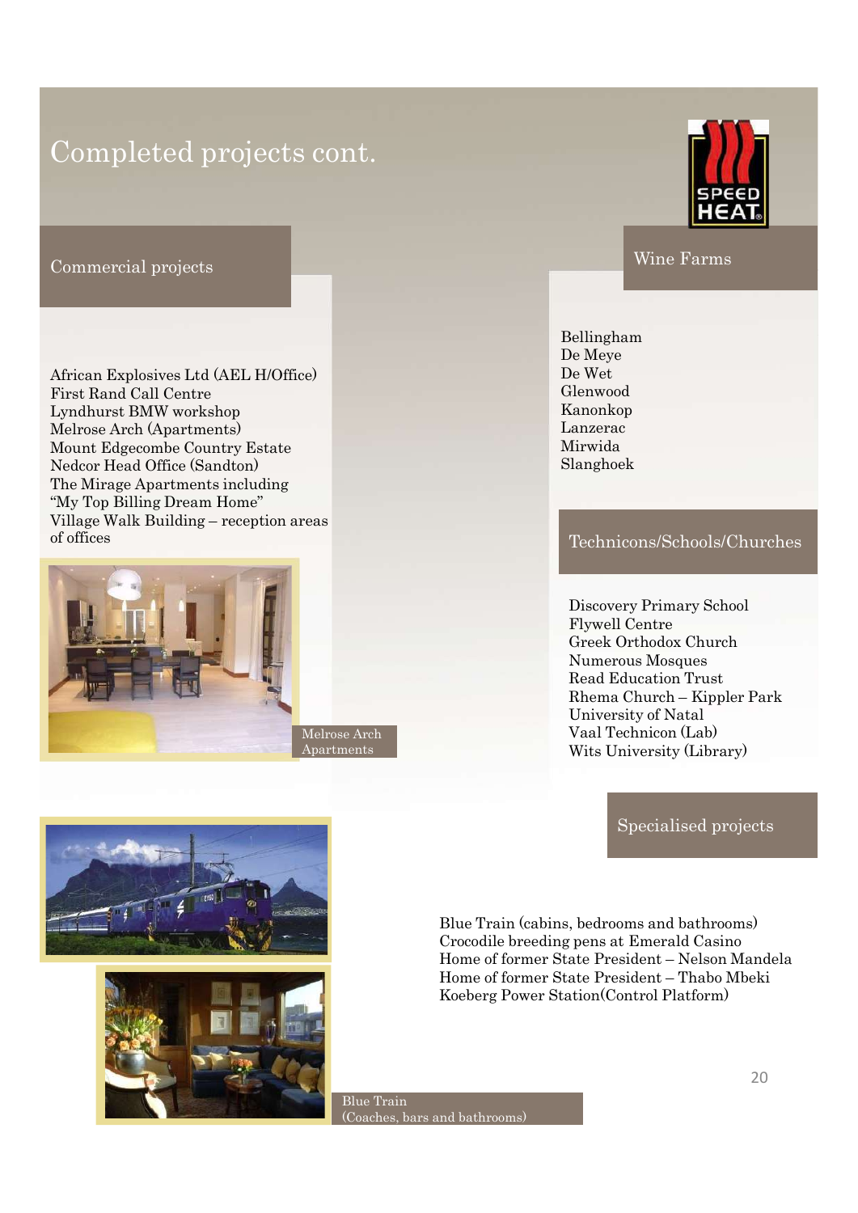# Completed projects cont.

## Commercial projects

African Explosives Ltd (AEL H/Office)
First Rand Call Centre
Lyndhurst BMW workshop
Melrose Arch (Apartments)
Mount Edgecombe Country Estate
Nedcor Head Office (Sandton)
The Mirage Apartments including "My Top Billing Dream Home"
Village Walk Building – reception areas of offices

Melrose Arch Apartments

## Wine Farms

Bellingham
De Meye
De Wet
Glenwood
Kanonkop
Lanzerac
Mirwida
Slanghoek

## Technicons/Schools/Churches

Discovery Primary School
Flywell Centre
Greek Orthodox Church
Numerous Mosques
Read Education Trust
Rhema Church – Kippler Park
University of Natal
Vaal Technicon (Lab)
Wits University (Library)

## Specialised projects

Blue Train (cabins, bedrooms and bathrooms)
Crocodile breeding pens at Emerald Casino
Home of former State President – Nelson Mandela
Home of former State President – Thabo Mbeki
Koeberg Power Station(Control Platform)

Blue Train (Coaches, bars and bathrooms)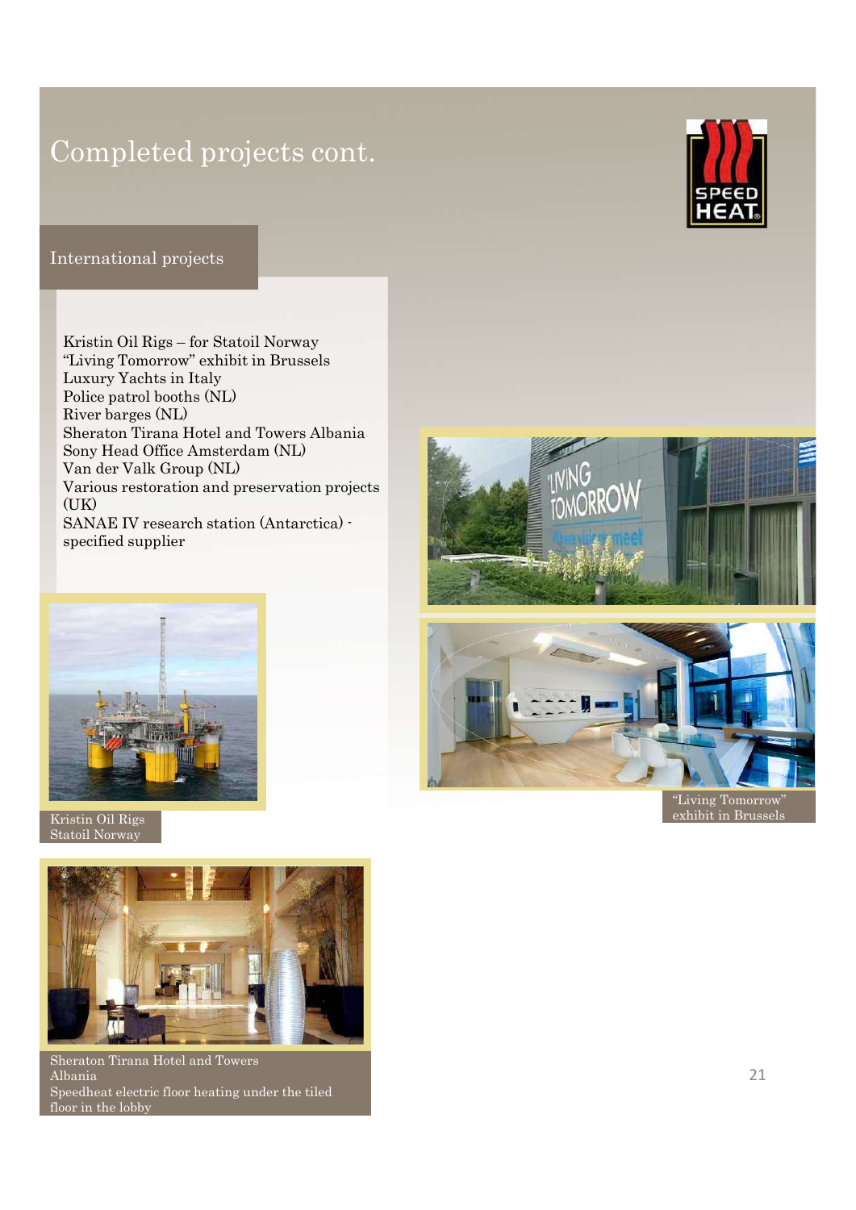# Completed projects cont.

## International projects

- Kristin Oil Rigs – for Statoil Norway
- "Living Tomorrow" exhibit in Brussels
- Luxury Yachts in Italy
- Police patrol booths (NL)
- River barges (NL)
- Sheraton Tirana Hotel and Towers Albania
- Sony Head Office Amsterdam (NL)
- Van der Valk Group (NL)
- Various restoration and preservation projects (UK)
- SANAE IV research station (Antarctica) - specified supplier

Kristin Oil Rigs
Statoil Norway

"Living Tomorrow"
exhibit in Brussels

Sheraton Tirana Hotel and Towers
Albania
Speedheat electric floor heating under the tiled floor in the lobby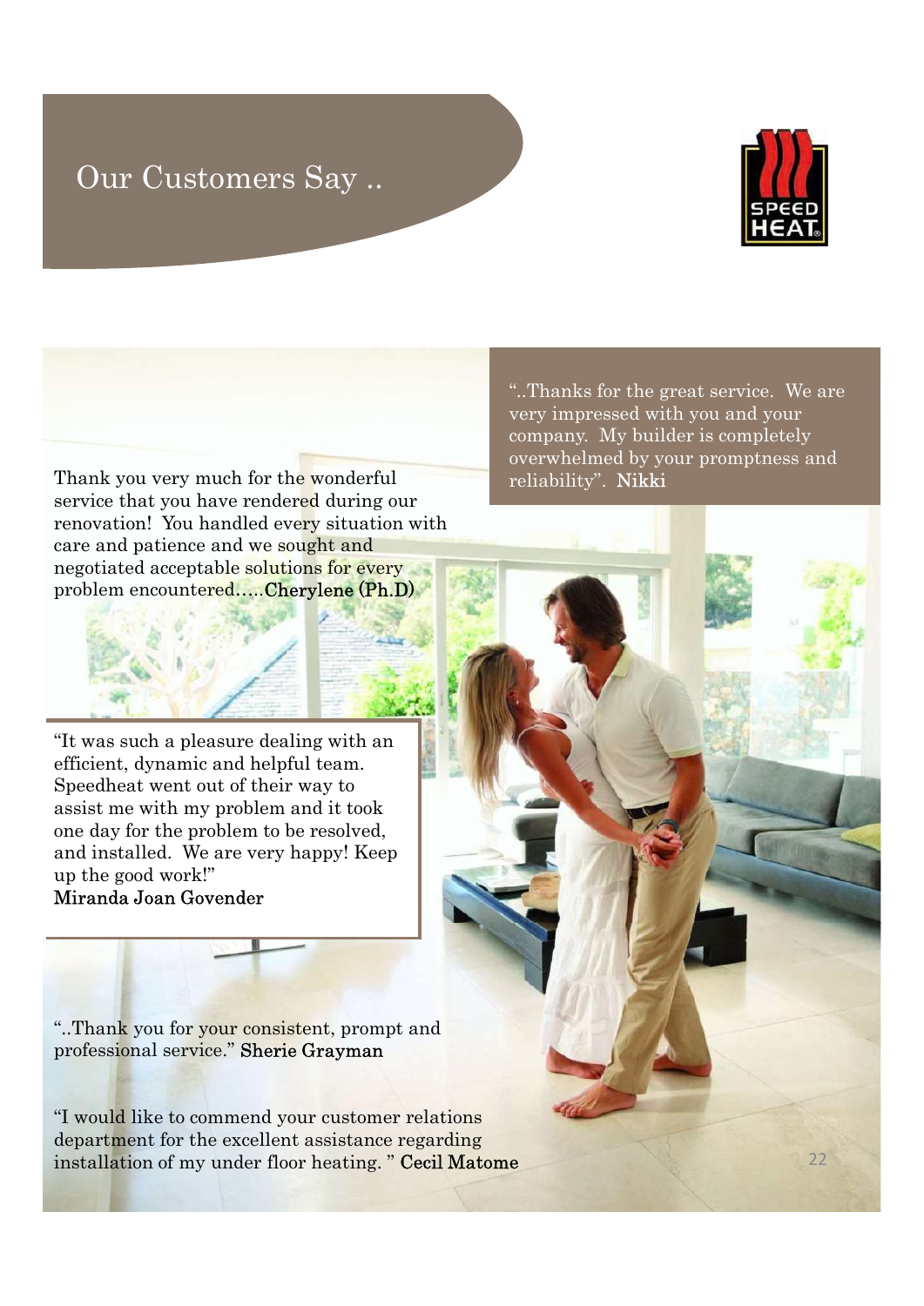# Our Customers Say ..

"..Thanks for the great service. We are very impressed with you and your company. My builder is completely overwhelmed by your promptness and reliability". **Nikki**

Thank you very much for the wonderful service that you have rendered during our renovation! You handled every situation with care and patience and we sought and negotiated acceptable solutions for every problem encountered.....**Cherylene (Ph.D)**

"It was such a pleasure dealing with an efficient, dynamic and helpful team. Speedheat went out of their way to assist me with my problem and it took one day for the problem to be resolved, and installed. We are very happy! Keep up the good work!"
**Miranda Joan Govender**

"..Thank you for your consistent, prompt and professional service." **Sherie Grayman**

"I would like to commend your customer relations department for the excellent assistance regarding installation of my under floor heating. " **Cecil Matome**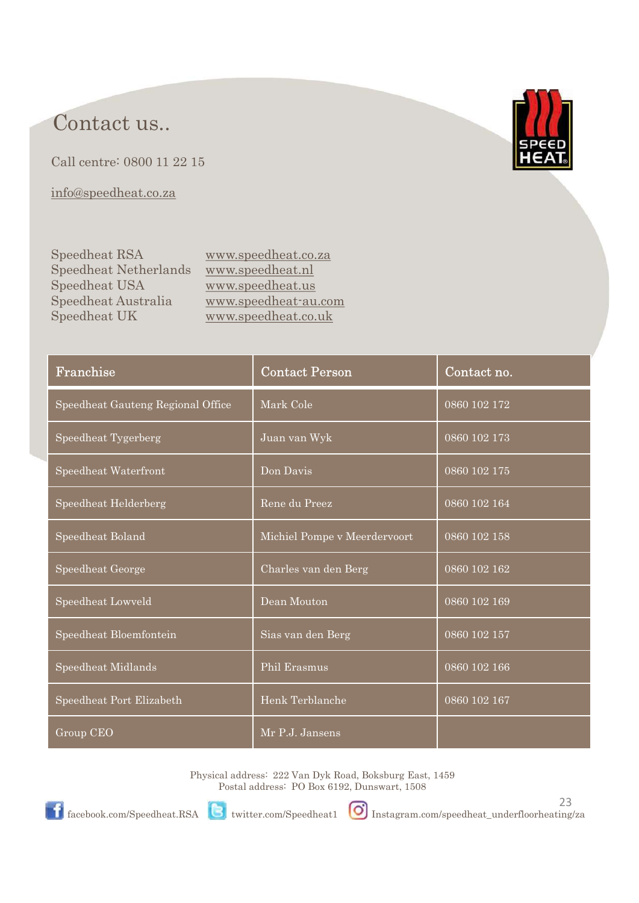# Contact us..

Call centre: 0800 11 22 15

info@speedheat.co.za

| | |
|---|---|
| Speedheat RSA | www.speedheat.co.za |
| Speedheat Netherlands | www.speedheat.nl |
| Speedheat USA | www.speedheat.us |
| Speedheat Australia | www.speedheat-au.com |
| Speedheat UK | www.speedheat.co.uk |

| Franchise | Contact Person | Contact no. |
|---|---|---|
| Speedheat Gauteng Regional Office | Mark Cole | 0860 102 172 |
| Speedheat Tygerberg | Juan van Wyk | 0860 102 173 |
| Speedheat Waterfront | Don Davis | 0860 102 175 |
| Speedheat Helderberg | Rene du Preez | 0860 102 164 |
| Speedheat Boland | Michiel Pompe v Meerdervoort | 0860 102 158 |
| Speedheat George | Charles van den Berg | 0860 102 162 |
| Speedheat Lowveld | Dean Mouton | 0860 102 169 |
| Speedheat Bloemfontein | Sias van den Berg | 0860 102 157 |
| Speedheat Midlands | Phil Erasmus | 0860 102 166 |
| Speedheat Port Elizabeth | Henk Terblanche | 0860 102 167 |
| Group CEO | Mr P.J. Jansens | |

Physical address: 222 Van Dyk Road, Boksburg East, 1459
Postal address: PO Box 6192, Dunswart, 1508

facebook.com/Speedheat.RSA twitter.com/Speedheat1 Instagram.com/speedheat_underfloorheating/za